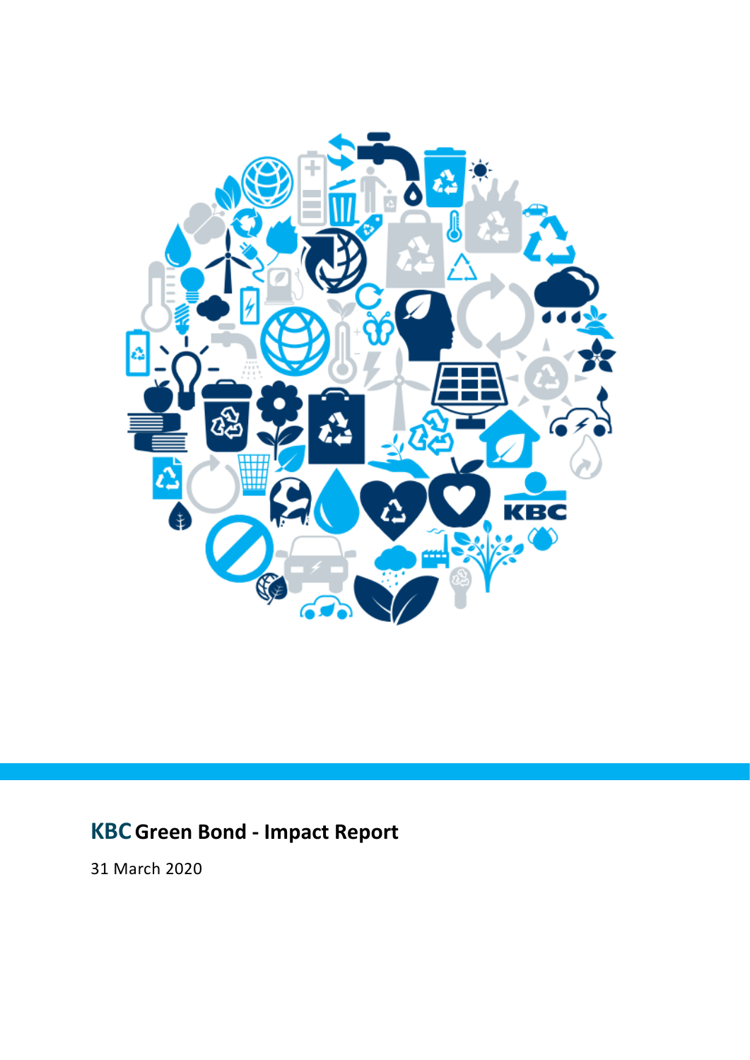# KBC Green Bond - Impact Report

31 March 2020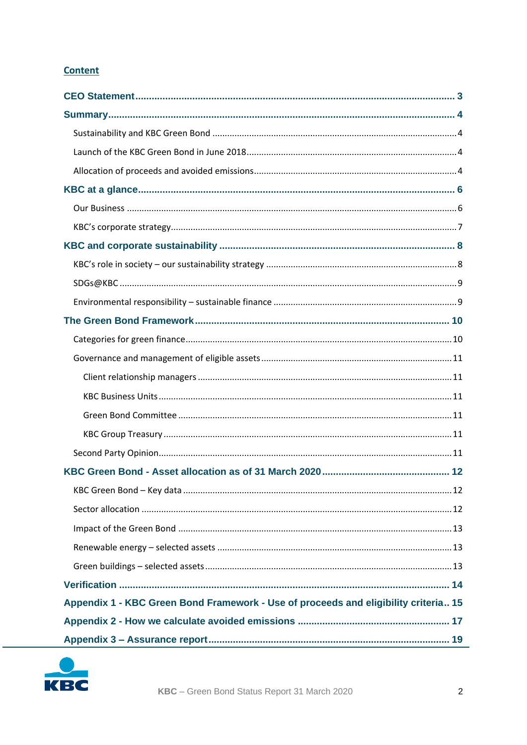## Content

- **CEO Statement** ..... 3
- **Summary** ..... 4
  - Sustainability and KBC Green Bond ..... 4
  - Launch of the KBC Green Bond in June 2018 ..... 4
  - Allocation of proceeds and avoided emissions ..... 4
- **KBC at a glance** ..... 6
  - Our Business ..... 6
  - KBC's corporate strategy ..... 7
- **KBC and corporate sustainability** ..... 8
  - KBC's role in society – our sustainability strategy ..... 8
  - SDGs@KBC ..... 9
  - Environmental responsibility – sustainable finance ..... 9
- **The Green Bond Framework** ..... 10
  - Categories for green finance ..... 10
  - Governance and management of eligible assets ..... 11
    - Client relationship managers ..... 11
    - KBC Business Units ..... 11
    - Green Bond Committee ..... 11
    - KBC Group Treasury ..... 11
  - Second Party Opinion ..... 11
- **KBC Green Bond - Asset allocation as of 31 March 2020** ..... 12
  - KBC Green Bond – Key data ..... 12
  - Sector allocation ..... 12
  - Impact of the Green Bond ..... 13
  - Renewable energy – selected assets ..... 13
  - Green buildings – selected assets ..... 13
- **Verification** ..... 14
- **Appendix 1 - KBC Green Bond Framework - Use of proceeds and eligibility criteria** ..... 15
- **Appendix 2 - How we calculate avoided emissions** ..... 17
- **Appendix 3 – Assurance report** ..... 19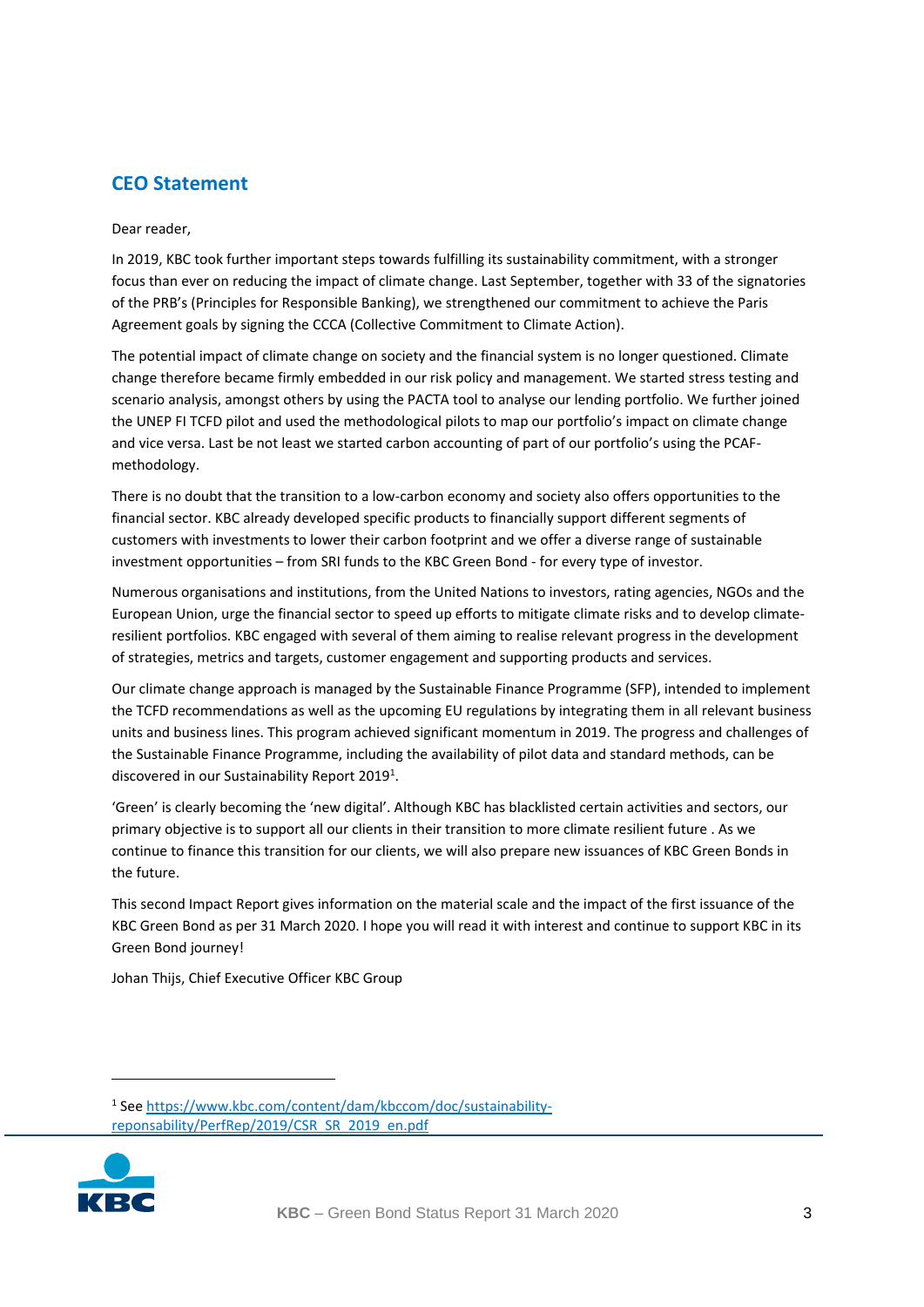## CEO Statement

Dear reader,

In 2019, KBC took further important steps towards fulfilling its sustainability commitment, with a stronger focus than ever on reducing the impact of climate change. Last September, together with 33 of the signatories of the PRB's (Principles for Responsible Banking), we strengthened our commitment to achieve the Paris Agreement goals by signing the CCCA (Collective Commitment to Climate Action).

The potential impact of climate change on society and the financial system is no longer questioned. Climate change therefore became firmly embedded in our risk policy and management. We started stress testing and scenario analysis, amongst others by using the PACTA tool to analyse our lending portfolio. We further joined the UNEP FI TCFD pilot and used the methodological pilots to map our portfolio's impact on climate change and vice versa. Last be not least we started carbon accounting of part of our portfolio's using the PCAF-methodology.

There is no doubt that the transition to a low-carbon economy and society also offers opportunities to the financial sector. KBC already developed specific products to financially support different segments of customers with investments to lower their carbon footprint and we offer a diverse range of sustainable investment opportunities – from SRI funds to the KBC Green Bond - for every type of investor.

Numerous organisations and institutions, from the United Nations to investors, rating agencies, NGOs and the European Union, urge the financial sector to speed up efforts to mitigate climate risks and to develop climate-resilient portfolios. KBC engaged with several of them aiming to realise relevant progress in the development of strategies, metrics and targets, customer engagement and supporting products and services.

Our climate change approach is managed by the Sustainable Finance Programme (SFP), intended to implement the TCFD recommendations as well as the upcoming EU regulations by integrating them in all relevant business units and business lines. This program achieved significant momentum in 2019. The progress and challenges of the Sustainable Finance Programme, including the availability of pilot data and standard methods, can be discovered in our Sustainability Report 2019[1].

'Green' is clearly becoming the 'new digital'. Although KBC has blacklisted certain activities and sectors, our primary objective is to support all our clients in their transition to more climate resilient future . As we continue to finance this transition for our clients, we will also prepare new issuances of KBC Green Bonds in the future.

This second Impact Report gives information on the material scale and the impact of the first issuance of the KBC Green Bond as per 31 March 2020. I hope you will read it with interest and continue to support KBC in its Green Bond journey!

Johan Thijs, Chief Executive Officer KBC Group

---

[1] See https://www.kbc.com/content/dam/kbccom/doc/sustainability-reponsability/PerfRep/2019/CSR_SR_2019_en.pdf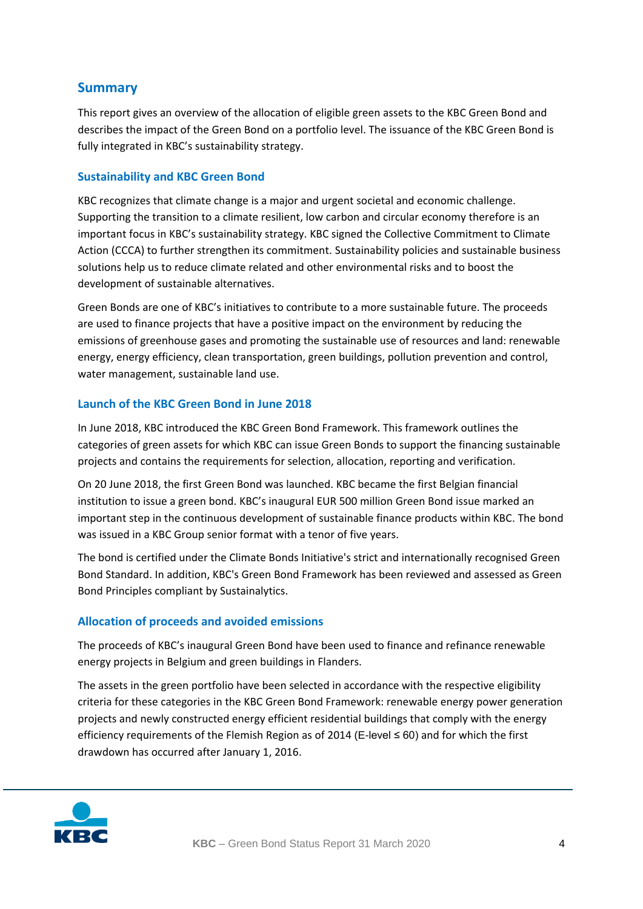## Summary

This report gives an overview of the allocation of eligible green assets to the KBC Green Bond and describes the impact of the Green Bond on a portfolio level. The issuance of the KBC Green Bond is fully integrated in KBC's sustainability strategy.

### Sustainability and KBC Green Bond

KBC recognizes that climate change is a major and urgent societal and economic challenge. Supporting the transition to a climate resilient, low carbon and circular economy therefore is an important focus in KBC's sustainability strategy. KBC signed the Collective Commitment to Climate Action (CCCA) to further strengthen its commitment. Sustainability policies and sustainable business solutions help us to reduce climate related and other environmental risks and to boost the development of sustainable alternatives.

Green Bonds are one of KBC's initiatives to contribute to a more sustainable future. The proceeds are used to finance projects that have a positive impact on the environment by reducing the emissions of greenhouse gases and promoting the sustainable use of resources and land: renewable energy, energy efficiency, clean transportation, green buildings, pollution prevention and control, water management, sustainable land use.

### Launch of the KBC Green Bond in June 2018

In June 2018, KBC introduced the KBC Green Bond Framework. This framework outlines the categories of green assets for which KBC can issue Green Bonds to support the financing sustainable projects and contains the requirements for selection, allocation, reporting and verification.

On 20 June 2018, the first Green Bond was launched. KBC became the first Belgian financial institution to issue a green bond. KBC's inaugural EUR 500 million Green Bond issue marked an important step in the continuous development of sustainable finance products within KBC. The bond was issued in a KBC Group senior format with a tenor of five years.

The bond is certified under the Climate Bonds Initiative's strict and internationally recognised Green Bond Standard. In addition, KBC's Green Bond Framework has been reviewed and assessed as Green Bond Principles compliant by Sustainalytics.

### Allocation of proceeds and avoided emissions

The proceeds of KBC's inaugural Green Bond have been used to finance and refinance renewable energy projects in Belgium and green buildings in Flanders.

The assets in the green portfolio have been selected in accordance with the respective eligibility criteria for these categories in the KBC Green Bond Framework: renewable energy power generation projects and newly constructed energy efficient residential buildings that comply with the energy efficiency requirements of the Flemish Region as of 2014 (E-level ≤ 60) and for which the first drawdown has occurred after January 1, 2016.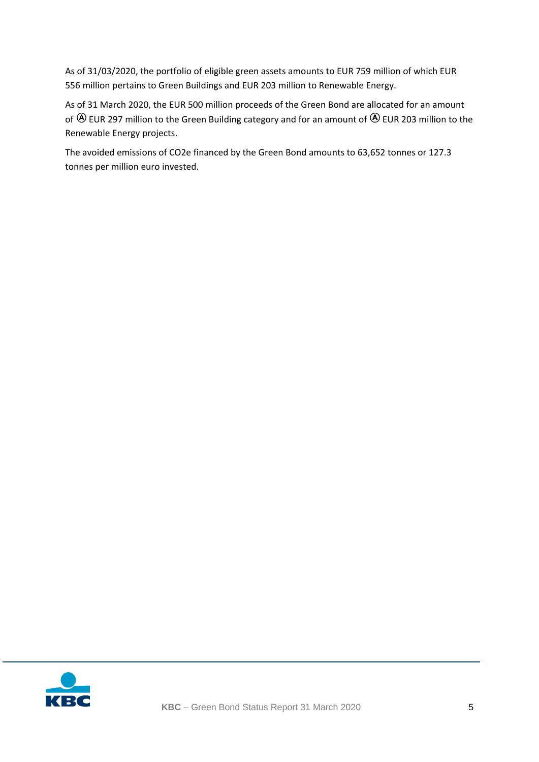As of 31/03/2020, the portfolio of eligible green assets amounts to EUR 759 million of which EUR 556 million pertains to Green Buildings and EUR 203 million to Renewable Energy.

As of 31 March 2020, the EUR 500 million proceeds of the Green Bond are allocated for an amount of Ⓐ EUR 297 million to the Green Building category and for an amount of Ⓐ EUR 203 million to the Renewable Energy projects.

The avoided emissions of CO2e financed by the Green Bond amounts to 63,652 tonnes or 127.3 tonnes per million euro invested.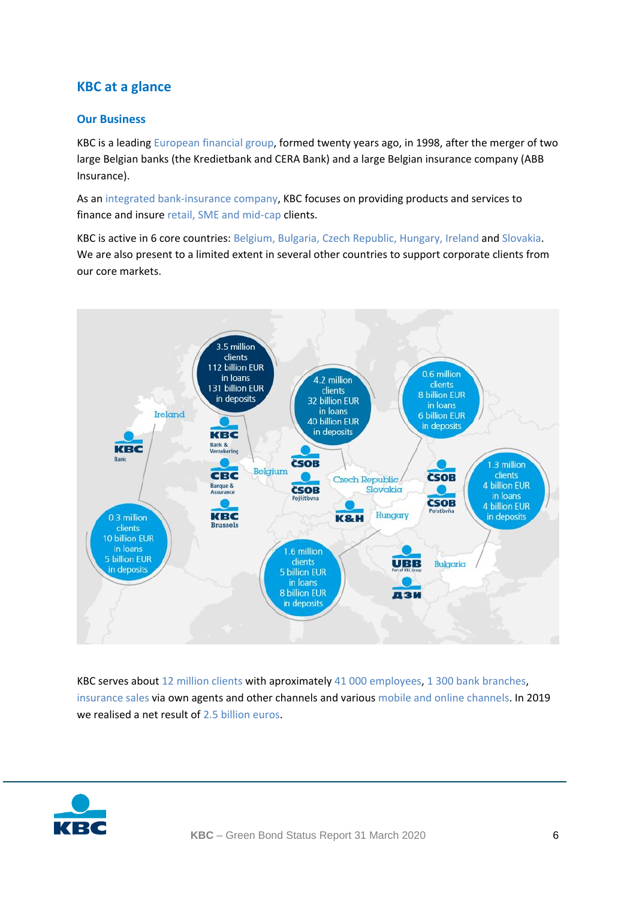## KBC at a glance

### Our Business

KBC is a leading European financial group, formed twenty years ago, in 1998, after the merger of two large Belgian banks (the Kredietbank and CERA Bank) and a large Belgian insurance company (ABB Insurance).

As an integrated bank-insurance company, KBC focuses on providing products and services to finance and insure retail, SME and mid-cap clients.

KBC is active in 6 core countries: Belgium, Bulgaria, Czech Republic, Hungary, Ireland and Slovakia. We are also present to a limited extent in several other countries to support corporate clients from our core markets.

**Belgium** (KBC Bank & Verzekering, CBC Banque & Assurance, KBC Brussels): 3.5 million clients, 112 billion EUR in loans, 131 billion EUR in deposits

**Czech Republic** (ČSOB, ČSOB Pojišťovna): 4.2 million clients, 32 billion EUR in loans, 40 billion EUR in deposits

**Slovakia** (ČSOB, ČSOB Poisťovňa): 0.6 million clients, 8 billion EUR in loans, 6 billion EUR in deposits

**Bulgaria** (UBB Part of KBC Group, ДЗИ): 1.3 million clients, 4 billion EUR in loans, 4 billion EUR in deposits

**Hungary** (K&H): 1.6 million clients, 5 billion EUR in loans, 8 billion EUR in deposits

**Ireland** (KBC Bank): 0.3 million clients, 10 billion EUR in loans, 5 billion EUR in deposits

KBC serves about 12 million clients with aproximately 41 000 employees, 1 300 bank branches, insurance sales via own agents and other channels and various mobile and online channels. In 2019 we realised a net result of 2.5 billion euros.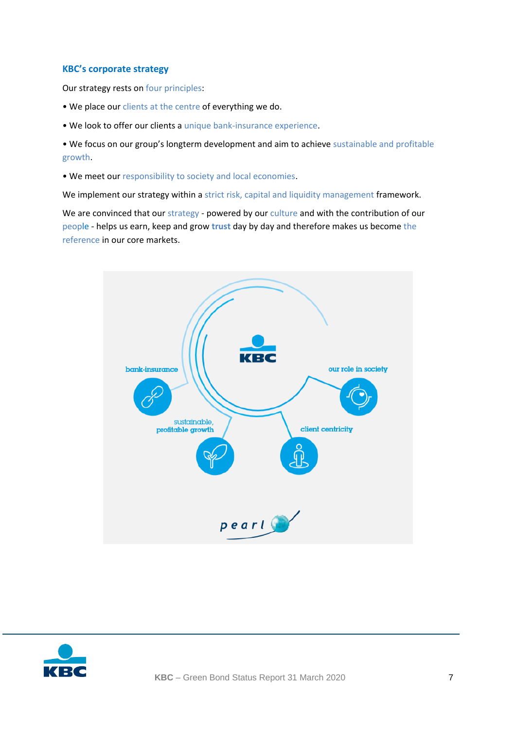## KBC's corporate strategy

Our strategy rests on four principles:

- We place our clients at the centre of everything we do.
- We look to offer our clients a unique bank-insurance experience.
- We focus on our group's longterm development and aim to achieve sustainable and profitable growth.
- We meet our responsibility to society and local economies.

We implement our strategy within a strict risk, capital and liquidity management framework.

We are convinced that our strategy - powered by our culture and with the contribution of our people - helps us earn, keep and grow **trust** day by day and therefore makes us become the reference in our core markets.

KBC

bank-insurance

our role in society

sustainable, profitable growth

client centricity

pearl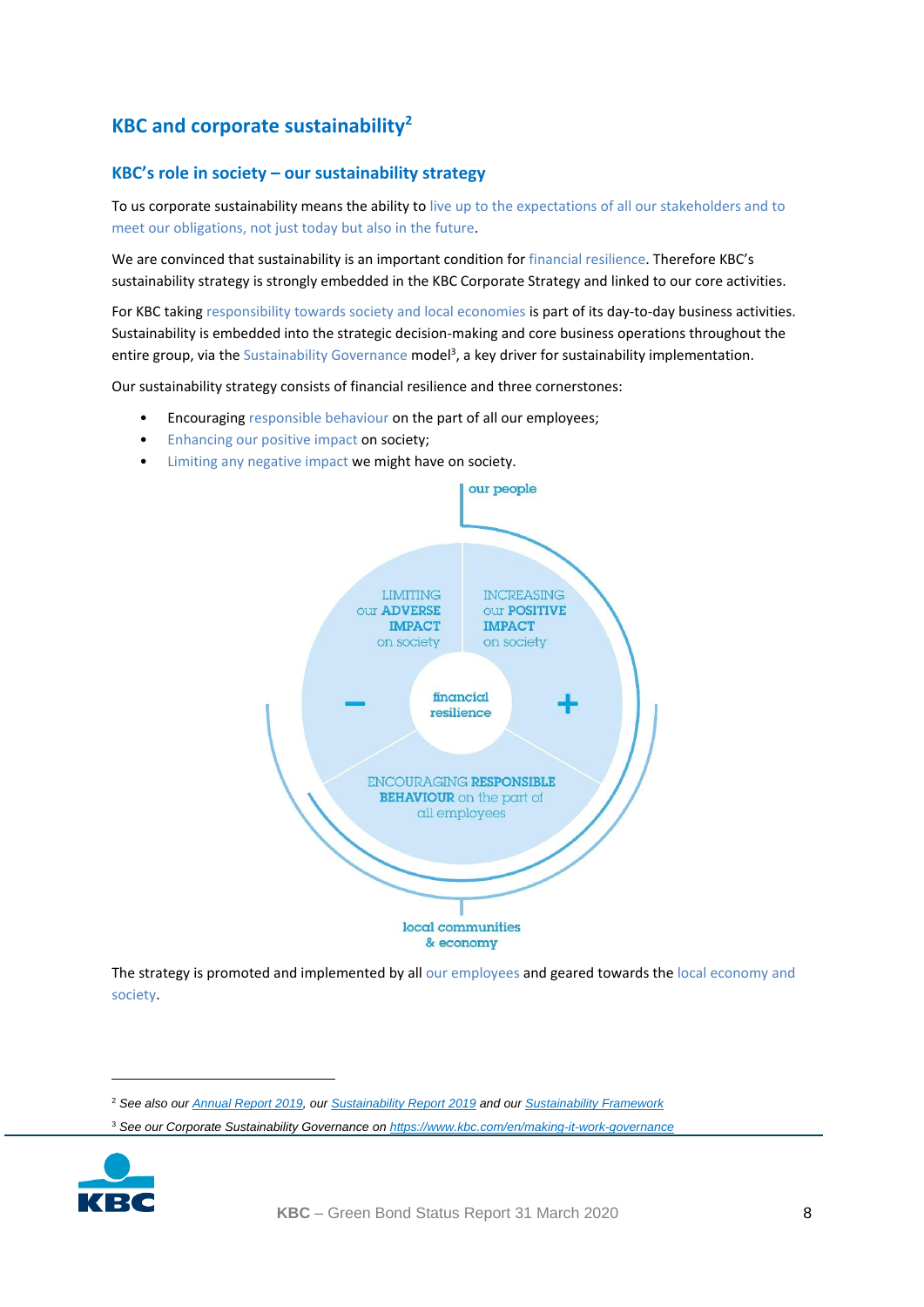## KBC and corporate sustainability[2]

### KBC's role in society – our sustainability strategy

To us corporate sustainability means the ability to live up to the expectations of all our stakeholders and to meet our obligations, not just today but also in the future.

We are convinced that sustainability is an important condition for financial resilience. Therefore KBC's sustainability strategy is strongly embedded in the KBC Corporate Strategy and linked to our core activities.

For KBC taking responsibility towards society and local economies is part of its day-to-day business activities. Sustainability is embedded into the strategic decision-making and core business operations throughout the entire group, via the Sustainability Governance model[3], a key driver for sustainability implementation.

Our sustainability strategy consists of financial resilience and three cornerstones:

- Encouraging responsible behaviour on the part of all our employees;
- Enhancing our positive impact on society;
- Limiting any negative impact we might have on society.

our people

LIMITING our **ADVERSE IMPACT** on society

INCREASING our **POSITIVE IMPACT** on society

–

financial resilience

+

ENCOURAGING **RESPONSIBLE BEHAVIOUR** on the part of all employees

local communities & economy

The strategy is promoted and implemented by all our employees and geared towards the local economy and society.

---

[2] *See also our Annual Report 2019, our Sustainability Report 2019 and our Sustainability Framework*

[3] *See our Corporate Sustainability Governance on https://www.kbc.com/en/making-it-work-governance*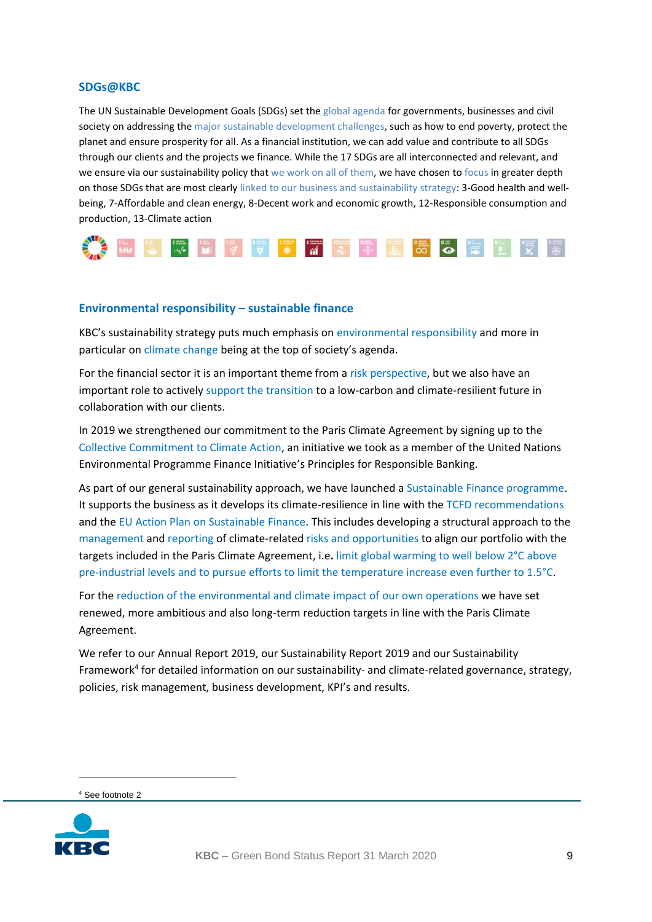## SDGs@KBC

The UN Sustainable Development Goals (SDGs) set the global agenda for governments, businesses and civil society on addressing the major sustainable development challenges, such as how to end poverty, protect the planet and ensure prosperity for all. As a financial institution, we can add value and contribute to all SDGs through our clients and the projects we finance. While the 17 SDGs are all interconnected and relevant, and we ensure via our sustainability policy that we work on all of them, we have chosen to focus in greater depth on those SDGs that are most clearly linked to our business and sustainability strategy: 3-Good health and well-being, 7-Affordable and clean energy, 8-Decent work and economic growth, 12-Responsible consumption and production, 13-Climate action

## Environmental responsibility – sustainable finance

KBC's sustainability strategy puts much emphasis on environmental responsibility and more in particular on climate change being at the top of society's agenda.

For the financial sector it is an important theme from a risk perspective, but we also have an important role to actively support the transition to a low-carbon and climate-resilient future in collaboration with our clients.

In 2019 we strengthened our commitment to the Paris Climate Agreement by signing up to the Collective Commitment to Climate Action, an initiative we took as a member of the United Nations Environmental Programme Finance Initiative's Principles for Responsible Banking.

As part of our general sustainability approach, we have launched a Sustainable Finance programme. It supports the business as it develops its climate-resilience in line with the TCFD recommendations and the EU Action Plan on Sustainable Finance. This includes developing a structural approach to the management and reporting of climate-related risks and opportunities to align our portfolio with the targets included in the Paris Climate Agreement, i.e**.** limit global warming to well below 2°C above pre-industrial levels and to pursue efforts to limit the temperature increase even further to 1.5°C.

For the reduction of the environmental and climate impact of our own operations we have set renewed, more ambitious and also long-term reduction targets in line with the Paris Climate Agreement.

We refer to our Annual Report 2019, our Sustainability Report 2019 and our Sustainability Framework[4] for detailed information on our sustainability- and climate-related governance, strategy, policies, risk management, business development, KPI's and results.

---

[4] See footnote 2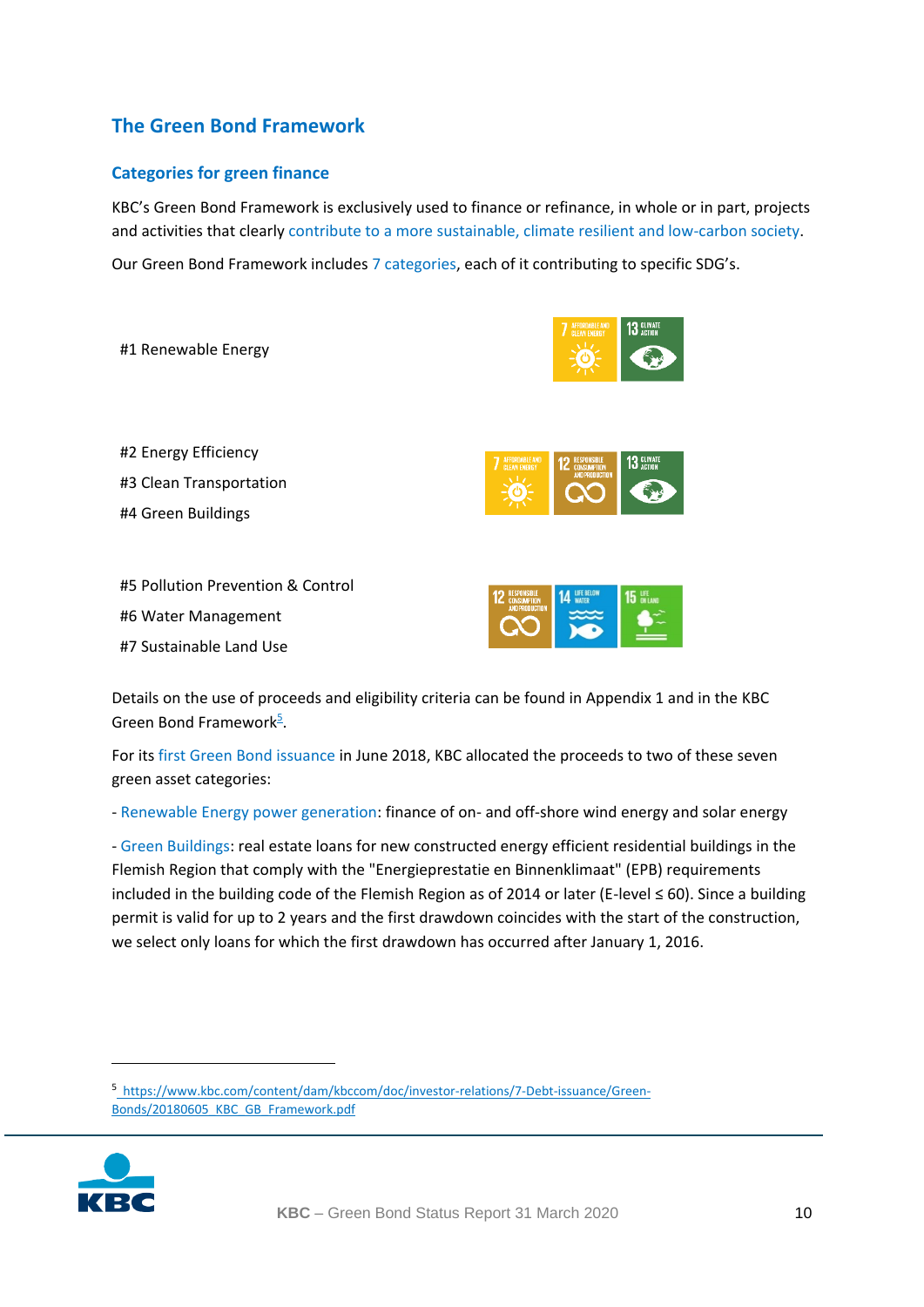## The Green Bond Framework

### Categories for green finance

KBC's Green Bond Framework is exclusively used to finance or refinance, in whole or in part, projects and activities that clearly contribute to a more sustainable, climate resilient and low-carbon society.

Our Green Bond Framework includes 7 categories, each of it contributing to specific SDG's.

#1 Renewable Energy

#2 Energy Efficiency

#3 Clean Transportation

#4 Green Buildings

#5 Pollution Prevention & Control

#6 Water Management

#7 Sustainable Land Use

Details on the use of proceeds and eligibility criteria can be found in Appendix 1 and in the KBC Green Bond Framework[5].

For its first Green Bond issuance in June 2018, KBC allocated the proceeds to two of these seven green asset categories:

- Renewable Energy power generation: finance of on- and off-shore wind energy and solar energy

- Green Buildings: real estate loans for new constructed energy efficient residential buildings in the Flemish Region that comply with the "Energieprestatie en Binnenklimaat" (EPB) requirements included in the building code of the Flemish Region as of 2014 or later (E-level ≤ 60). Since a building permit is valid for up to 2 years and the first drawdown coincides with the start of the construction, we select only loans for which the first drawdown has occurred after January 1, 2016.

[5] https://www.kbc.com/content/dam/kbccom/doc/investor-relations/7-Debt-issuance/Green-Bonds/20180605_KBC_GB_Framework.pdf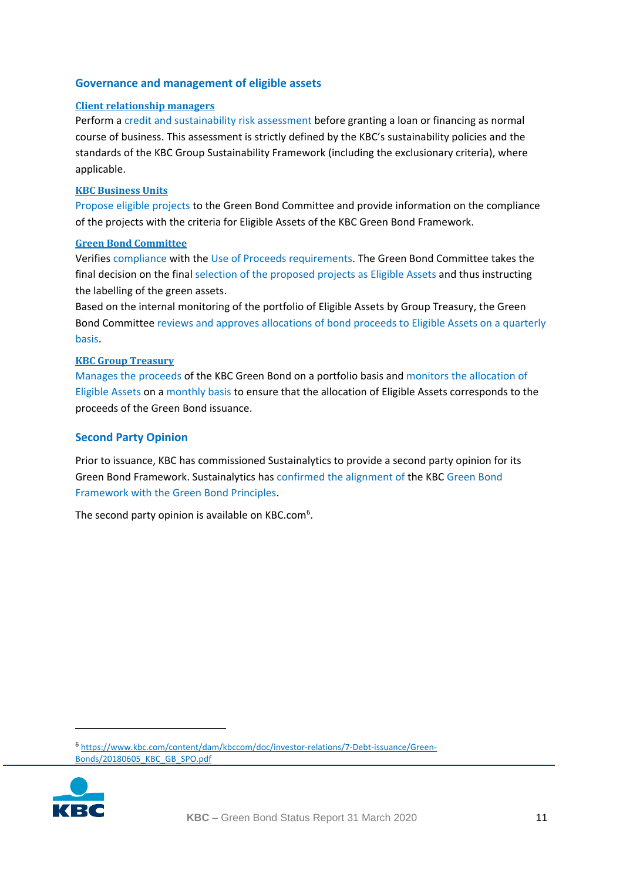## Governance and management of eligible assets

**Client relationship managers**

Perform a credit and sustainability risk assessment before granting a loan or financing as normal course of business. This assessment is strictly defined by the KBC's sustainability policies and the standards of the KBC Group Sustainability Framework (including the exclusionary criteria), where applicable.

**KBC Business Units**

Propose eligible projects to the Green Bond Committee and provide information on the compliance of the projects with the criteria for Eligible Assets of the KBC Green Bond Framework.

**Green Bond Committee**

Verifies compliance with the Use of Proceeds requirements. The Green Bond Committee takes the final decision on the final selection of the proposed projects as Eligible Assets and thus instructing the labelling of the green assets.

Based on the internal monitoring of the portfolio of Eligible Assets by Group Treasury, the Green Bond Committee reviews and approves allocations of bond proceeds to Eligible Assets on a quarterly basis.

**KBC Group Treasury**

Manages the proceeds of the KBC Green Bond on a portfolio basis and monitors the allocation of Eligible Assets on a monthly basis to ensure that the allocation of Eligible Assets corresponds to the proceeds of the Green Bond issuance.

## Second Party Opinion

Prior to issuance, KBC has commissioned Sustainalytics to provide a second party opinion for its Green Bond Framework. Sustainalytics has confirmed the alignment of the KBC Green Bond Framework with the Green Bond Principles.

The second party opinion is available on KBC.com[6].

[6] https://www.kbc.com/content/dam/kbccom/doc/investor-relations/7-Debt-issuance/Green-Bonds/20180605_KBC_GB_SPO.pdf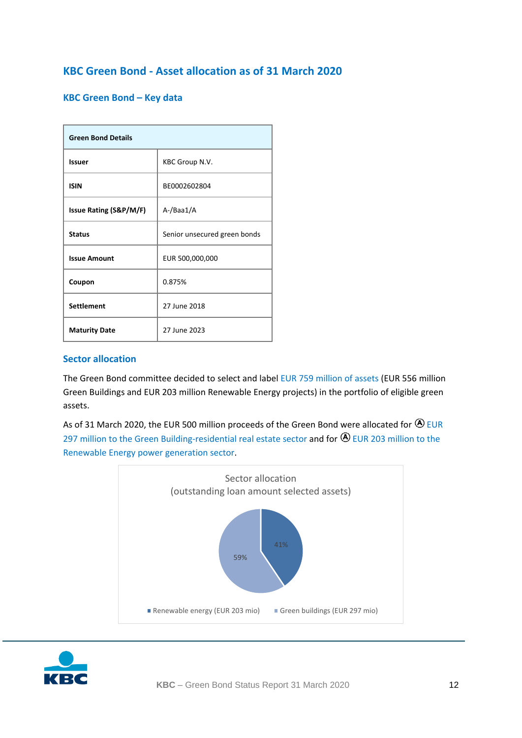## KBC Green Bond - Asset allocation as of 31 March 2020

### KBC Green Bond – Key data

| Green Bond Details | |
|---|---|
| **Issuer** | KBC Group N.V. |
| **ISIN** | BE0002602804 |
| **Issue Rating (S&P/M/F)** | A-/Baa1/A |
| **Status** | Senior unsecured green bonds |
| **Issue Amount** | EUR 500,000,000 |
| **Coupon** | 0.875% |
| **Settlement** | 27 June 2018 |
| **Maturity Date** | 27 June 2023 |

### Sector allocation

The Green Bond committee decided to select and label EUR 759 million of assets (EUR 556 million Green Buildings and EUR 203 million Renewable Energy projects) in the portfolio of eligible green assets.

As of 31 March 2020, the EUR 500 million proceeds of the Green Bond were allocated for Ⓐ EUR 297 million to the Green Building-residential real estate sector and for Ⓐ EUR 203 million to the Renewable Energy power generation sector.

Sector allocation
(outstanding loan amount selected assets)

- Renewable energy (EUR 203 mio): 41%
- Green buildings (EUR 297 mio): 59%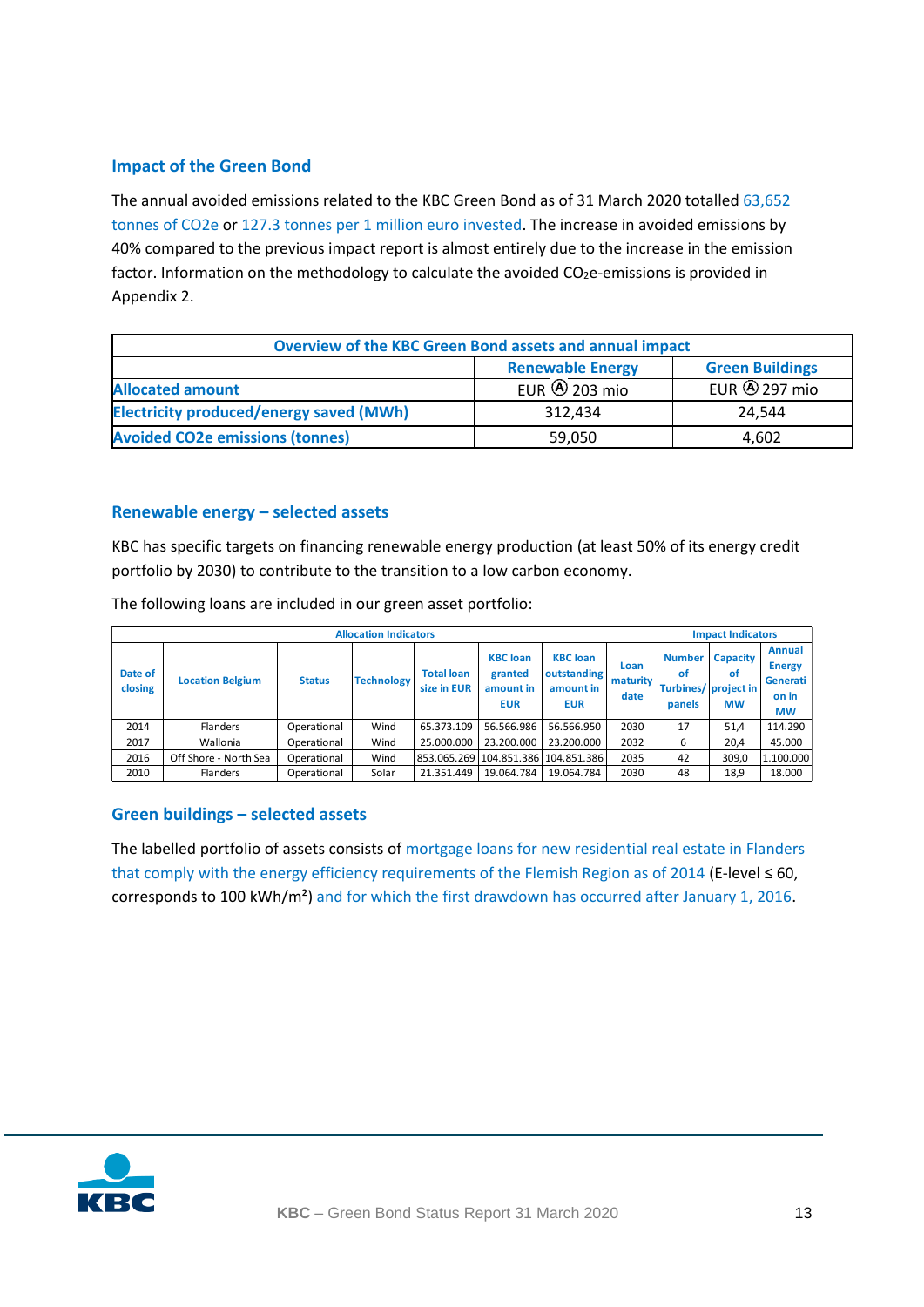## Impact of the Green Bond

The annual avoided emissions related to the KBC Green Bond as of 31 March 2020 totalled 63,652 tonnes of CO2e or 127.3 tonnes per 1 million euro invested. The increase in avoided emissions by 40% compared to the previous impact report is almost entirely due to the increase in the emission factor. Information on the methodology to calculate the avoided $CO_2$e-emissions is provided in Appendix 2.

| Overview of the KBC Green Bond assets and annual impact | | |
|---|---|---|
| | Renewable Energy | Green Buildings |
| Allocated amount | EUR Ⓐ 203 mio | EUR Ⓐ 297 mio |
| Electricity produced/energy saved (MWh) | 312,434 | 24,544 |
| Avoided CO2e emissions (tonnes) | 59,050 | 4,602 |

## Renewable energy – selected assets

KBC has specific targets on financing renewable energy production (at least 50% of its energy credit portfolio by 2030) to contribute to the transition to a low carbon economy.

The following loans are included in our green asset portfolio:

| Allocation Indicators | | | | | | | | Impact Indicators | | |
|---|---|---|---|---|---|---|---|---|---|---|
| Date of closing | Location Belgium | Status | Technology | Total loan size in EUR | KBC loan granted amount in EUR | KBC loan outstanding amount in EUR | Loan maturity date | Number of Turbines/ panels | Capacity of project in MW | Annual Energy Generation in MW |
| 2014 | Flanders | Operational | Wind | 65.373.109 | 56.566.986 | 56.566.950 | 2030 | 17 | 51,4 | 114.290 |
| 2017 | Wallonia | Operational | Wind | 25.000.000 | 23.200.000 | 23.200.000 | 2032 | 6 | 20,4 | 45.000 |
| 2016 | Off Shore - North Sea | Operational | Wind | 853.065.269 | 104.851.386 | 104.851.386 | 2035 | 42 | 309,0 | 1.100.000 |
| 2010 | Flanders | Operational | Solar | 21.351.449 | 19.064.784 | 19.064.784 | 2030 | 48 | 18,9 | 18.000 |

## Green buildings – selected assets

The labelled portfolio of assets consists of mortgage loans for new residential real estate in Flanders that comply with the energy efficiency requirements of the Flemish Region as of 2014 (E-level ≤ 60, corresponds to 100 kWh/m²) and for which the first drawdown has occurred after January 1, 2016.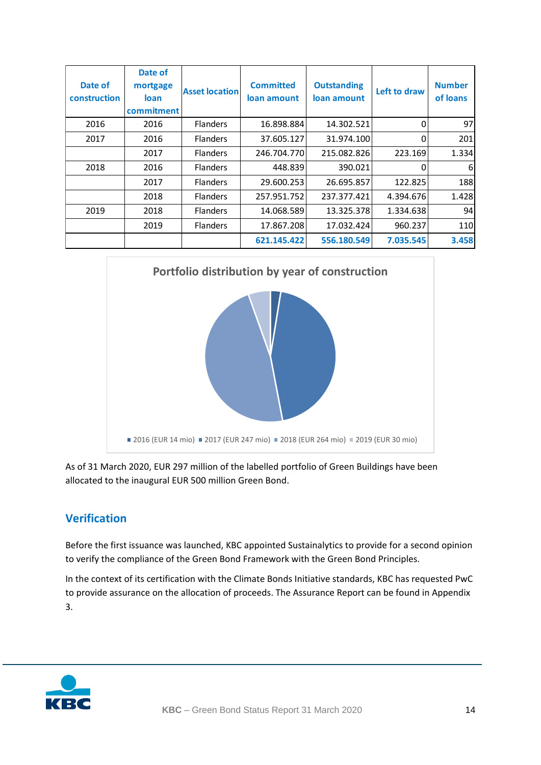| Date of construction | Date of mortgage loan commitment | Asset location | Committed loan amount | Outstanding loan amount | Left to draw | Number of loans |
|---|---|---|---|---|---|---|
| 2016 | 2016 | Flanders | 16.898.884 | 14.302.521 | 0 | 97 |
| 2017 | 2016 | Flanders | 37.605.127 | 31.974.100 | 0 | 201 |
| | 2017 | Flanders | 246.704.770 | 215.082.826 | 223.169 | 1.334 |
| 2018 | 2016 | Flanders | 448.839 | 390.021 | 0 | 6 |
| | 2017 | Flanders | 29.600.253 | 26.695.857 | 122.825 | 188 |
| | 2018 | Flanders | 257.951.752 | 237.377.421 | 4.394.676 | 1.428 |
| 2019 | 2018 | Flanders | 14.068.589 | 13.325.378 | 1.334.638 | 94 |
| | 2019 | Flanders | 17.867.208 | 17.032.424 | 960.237 | 110 |
| | | | **621.145.422** | **556.180.549** | **7.035.545** | **3.458** |

**Portfolio distribution by year of construction**

2016 (EUR 14 mio) | 2017 (EUR 247 mio) | 2018 (EUR 264 mio) | 2019 (EUR 30 mio)

As of 31 March 2020, EUR 297 million of the labelled portfolio of Green Buildings have been allocated to the inaugural EUR 500 million Green Bond.

## Verification

Before the first issuance was launched, KBC appointed Sustainalytics to provide for a second opinion to verify the compliance of the Green Bond Framework with the Green Bond Principles.

In the context of its certification with the Climate Bonds Initiative standards, KBC has requested PwC to provide assurance on the allocation of proceeds. The Assurance Report can be found in Appendix 3.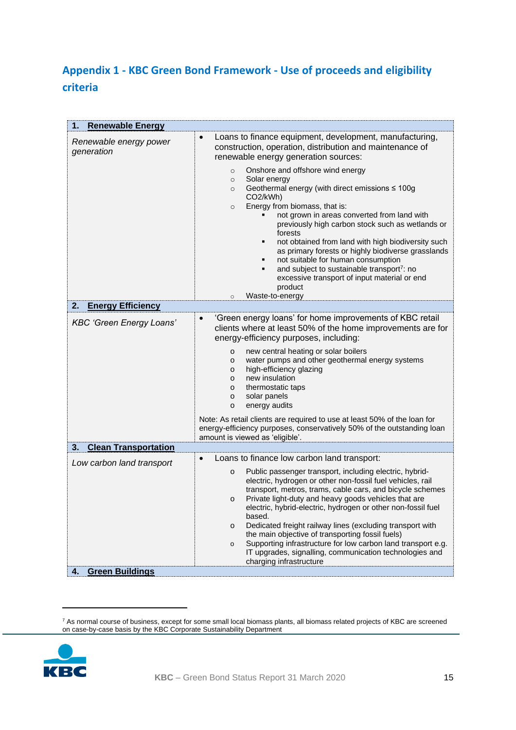## Appendix 1 - KBC Green Bond Framework - Use of proceeds and eligibility criteria

| **1. Renewable Energy** | |
|---|---|
| *Renewable energy power generation* | • Loans to finance equipment, development, manufacturing, construction, operation, distribution and maintenance of renewable energy generation sources:<br>  ○ Onshore and offshore wind energy<br>  ○ Solar energy<br>  ○ Geothermal energy (with direct emissions ≤ 100g $CO_2$/kWh)<br>  ○ Energy from biomass, that is:<br>    ▪ not grown in areas converted from land with previously high carbon stock such as wetlands or forests<br>    ▪ not obtained from land with high biodiversity such as primary forests or highly biodiverse grasslands<br>    ▪ not suitable for human consumption<br>    ▪ and subject to sustainable transport[7]: no excessive transport of input material or end product<br>  ○ Waste-to-energy |
| **2. Energy Efficiency** | |
| *KBC 'Green Energy Loans'* | • 'Green energy loans' for home improvements of KBC retail clients where at least 50% of the home improvements are for energy-efficiency purposes, including:<br>  o new central heating or solar boilers<br>  o water pumps and other geothermal energy systems<br>  o high-efficiency glazing<br>  o new insulation<br>  o thermostatic taps<br>  o solar panels<br>  o energy audits<br><br>Note: As retail clients are required to use at least 50% of the loan for energy-efficiency purposes, conservatively 50% of the outstanding loan amount is viewed as 'eligible'. |
| **3. Clean Transportation** | |
| *Low carbon land transport* | • Loans to finance low carbon land transport:<br>  o Public passenger transport, including electric, hybrid-electric, hydrogen or other non-fossil fuel vehicles, rail transport, metros, trams, cable cars, and bicycle schemes<br>  o Private light-duty and heavy goods vehicles that are electric, hybrid-electric, hydrogen or other non-fossil fuel based.<br>  o Dedicated freight railway lines (excluding transport with the main objective of transporting fossil fuels)<br>  o Supporting infrastructure for low carbon land transport e.g. IT upgrades, signalling, communication technologies and charging infrastructure |
| **4. Green Buildings** | |

[7] As normal course of business, except for some small local biomass plants, all biomass related projects of KBC are screened on case-by-case basis by the KBC Corporate Sustainability Department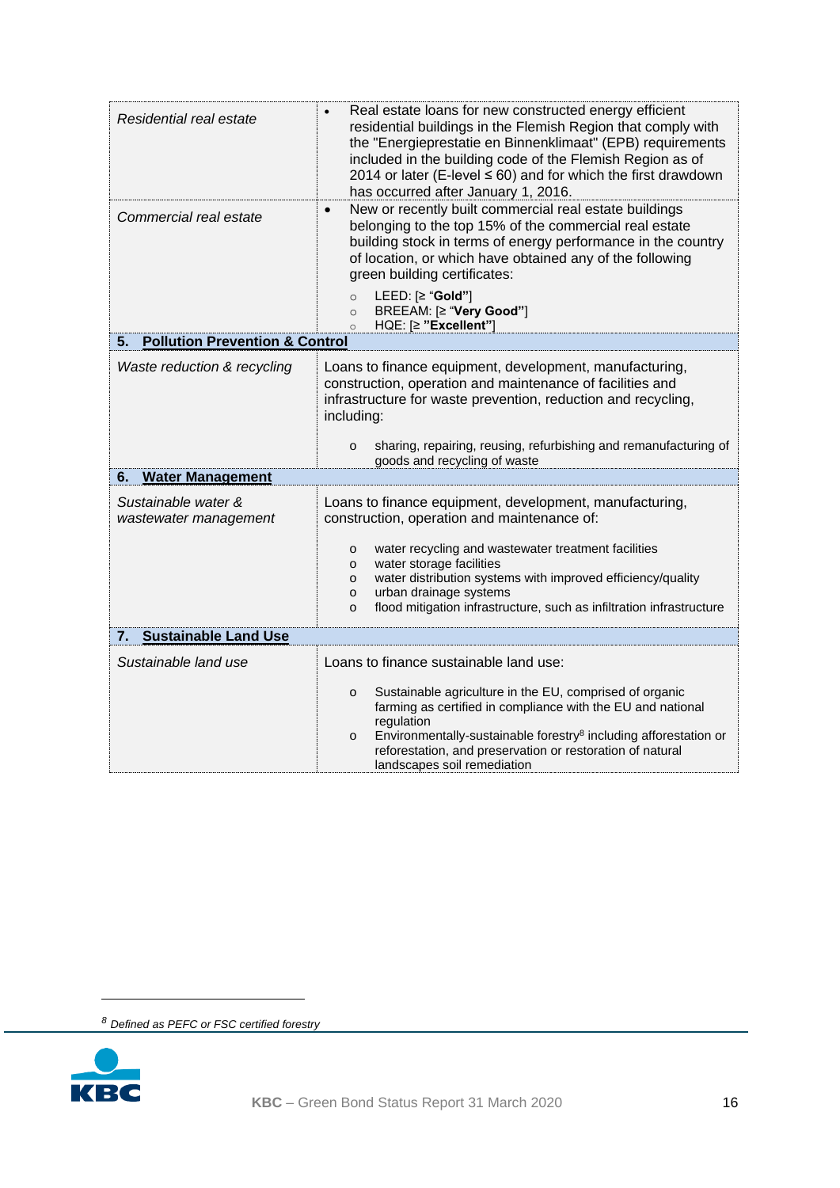| | |
|---|---|
| *Residential real estate* | • Real estate loans for new constructed energy efficient residential buildings in the Flemish Region that comply with the "Energieprestatie en Binnenklimaat" (EPB) requirements included in the building code of the Flemish Region as of 2014 or later (E-level ≤ 60) and for which the first drawdown has occurred after January 1, 2016. |
| *Commercial real estate* | • New or recently built commercial real estate buildings belonging to the top 15% of the commercial real estate building stock in terms of energy performance in the country of location, or which have obtained any of the following green building certificates:<br>○ LEED: [≥ "**Gold"**]<br>○ BREEAM: [≥ "**Very Good"**]<br>○ HQE: [≥ **"Excellent"**] |
| **5. Pollution Prevention & Control** | |
| *Waste reduction & recycling* | Loans to finance equipment, development, manufacturing, construction, operation and maintenance of facilities and infrastructure for waste prevention, reduction and recycling, including:<br>o sharing, repairing, reusing, refurbishing and remanufacturing of goods and recycling of waste |
| **6. Water Management** | |
| *Sustainable water & wastewater management* | Loans to finance equipment, development, manufacturing, construction, operation and maintenance of:<br>o water recycling and wastewater treatment facilities<br>o water storage facilities<br>o water distribution systems with improved efficiency/quality<br>o urban drainage systems<br>o flood mitigation infrastructure, such as infiltration infrastructure |
| **7. Sustainable Land Use** | |
| *Sustainable land use* | Loans to finance sustainable land use:<br>o Sustainable agriculture in the EU, comprised of organic farming as certified in compliance with the EU and national regulation<br>o Environmentally-sustainable forestry[8] including afforestation or reforestation, and preservation or restoration of natural landscapes soil remediation |

[8] *Defined as PEFC or FSC certified forestry*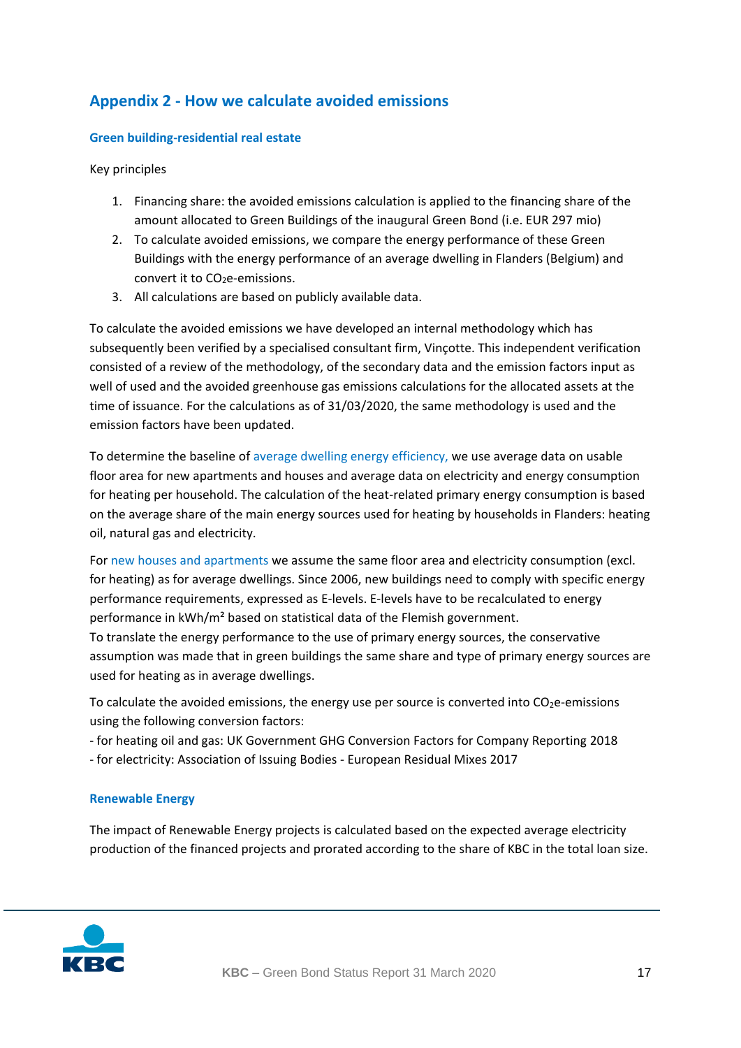## Appendix 2 - How we calculate avoided emissions

### Green building-residential real estate

Key principles

1. Financing share: the avoided emissions calculation is applied to the financing share of the amount allocated to Green Buildings of the inaugural Green Bond (i.e. EUR 297 mio)
2. To calculate avoided emissions, we compare the energy performance of these Green Buildings with the energy performance of an average dwelling in Flanders (Belgium) and convert it to $CO_2$e-emissions.
3. All calculations are based on publicly available data.

To calculate the avoided emissions we have developed an internal methodology which has subsequently been verified by a specialised consultant firm, Vinçotte. This independent verification consisted of a review of the methodology, of the secondary data and the emission factors input as well of used and the avoided greenhouse gas emissions calculations for the allocated assets at the time of issuance. For the calculations as of 31/03/2020, the same methodology is used and the emission factors have been updated.

To determine the baseline of average dwelling energy efficiency, we use average data on usable floor area for new apartments and houses and average data on electricity and energy consumption for heating per household. The calculation of the heat-related primary energy consumption is based on the average share of the main energy sources used for heating by households in Flanders: heating oil, natural gas and electricity.

For new houses and apartments we assume the same floor area and electricity consumption (excl. for heating) as for average dwellings. Since 2006, new buildings need to comply with specific energy performance requirements, expressed as E-levels. E-levels have to be recalculated to energy performance in kWh/m² based on statistical data of the Flemish government.
To translate the energy performance to the use of primary energy sources, the conservative assumption was made that in green buildings the same share and type of primary energy sources are used for heating as in average dwellings.

To calculate the avoided emissions, the energy use per source is converted into $CO_2$e-emissions using the following conversion factors:
- for heating oil and gas: UK Government GHG Conversion Factors for Company Reporting 2018
- for electricity: Association of Issuing Bodies - European Residual Mixes 2017

### Renewable Energy

The impact of Renewable Energy projects is calculated based on the expected average electricity production of the financed projects and prorated according to the share of KBC in the total loan size.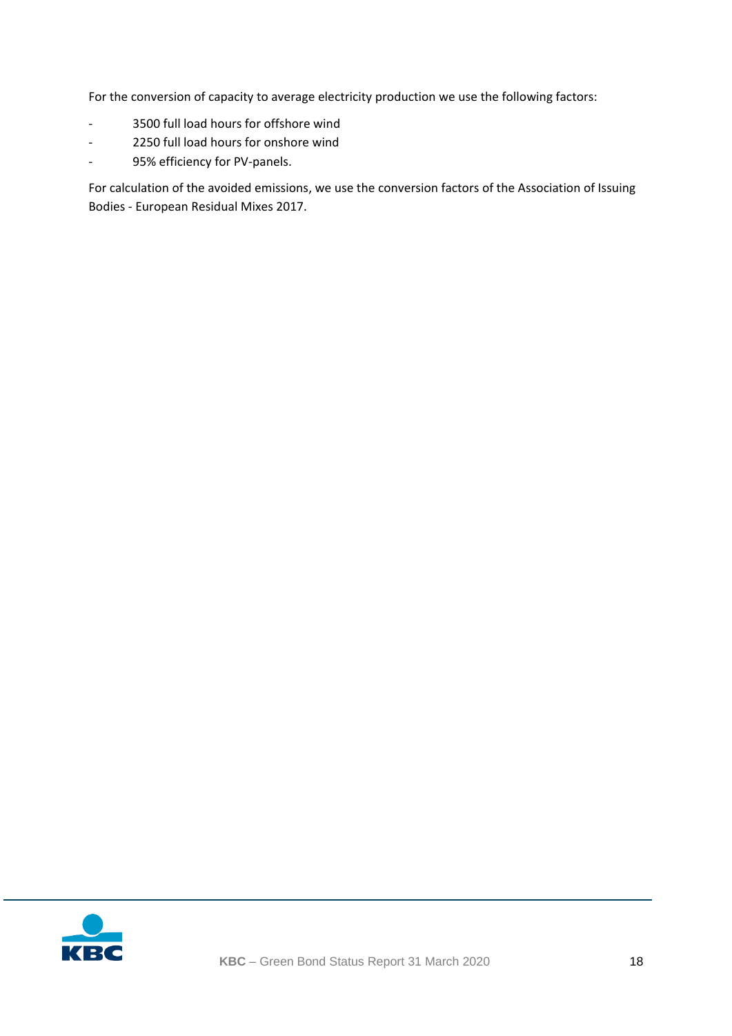For the conversion of capacity to average electricity production we use the following factors:

- 3500 full load hours for offshore wind
- 2250 full load hours for onshore wind
- 95% efficiency for PV-panels.

For calculation of the avoided emissions, we use the conversion factors of the Association of Issuing Bodies - European Residual Mixes 2017.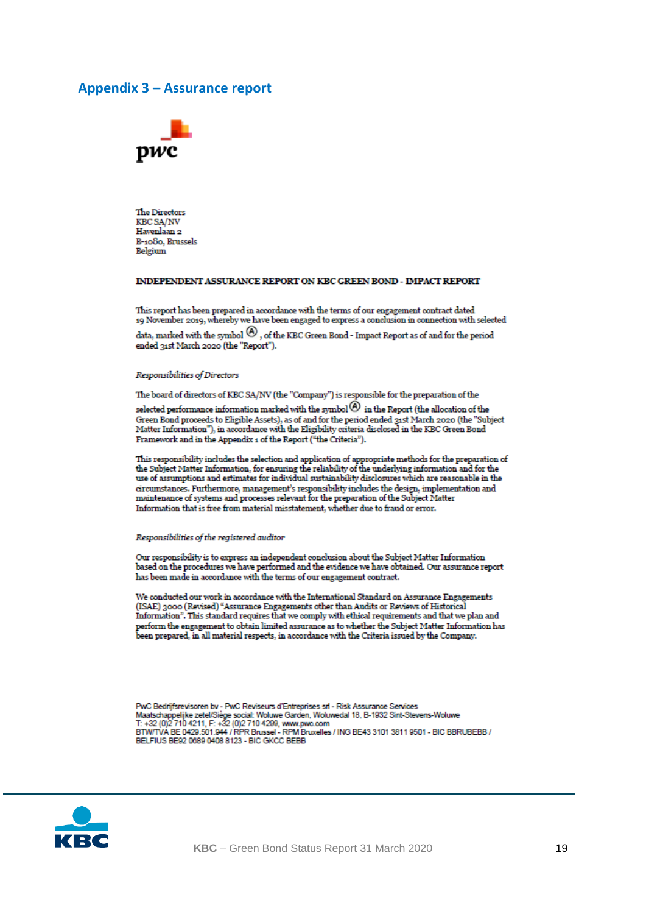## Appendix 3 – Assurance report

pwc

The Directors
KBC SA/NV
Havenlaan 2
B-1080, Brussels
Belgium

**INDEPENDENT ASSURANCE REPORT ON KBC GREEN BOND - IMPACT REPORT**

This report has been prepared in accordance with the terms of our engagement contract dated 19 November 2019, whereby we have been engaged to express a conclusion in connection with selected data, marked with the symbol Ⓐ, of the KBC Green Bond - Impact Report as of and for the period ended 31st March 2020 (the "Report").

*Responsibilities of Directors*

The board of directors of KBC SA/NV (the "Company") is responsible for the preparation of the selected performance information marked with the symbol Ⓐ in the Report (the allocation of the Green Bond proceeds to Eligible Assets), as of and for the period ended 31st March 2020 (the "Subject Matter Information"), in accordance with the Eligibility criteria disclosed in the KBC Green Bond Framework and in the Appendix 1 of the Report ("the Criteria").

This responsibility includes the selection and application of appropriate methods for the preparation of the Subject Matter Information, for ensuring the reliability of the underlying information and for the use of assumptions and estimates for individual sustainability disclosures which are reasonable in the circumstances. Furthermore, management's responsibility includes the design, implementation and maintenance of systems and processes relevant for the preparation of the Subject Matter Information that is free from material misstatement, whether due to fraud or error.

*Responsibilities of the registered auditor*

Our responsibility is to express an independent conclusion about the Subject Matter Information based on the procedures we have performed and the evidence we have obtained. Our assurance report has been made in accordance with the terms of our engagement contract.

We conducted our work in accordance with the International Standard on Assurance Engagements (ISAE) 3000 (Revised) "Assurance Engagements other than Audits or Reviews of Historical Information". This standard requires that we comply with ethical requirements and that we plan and perform the engagement to obtain limited assurance as to whether the Subject Matter Information has been prepared, in all material respects, in accordance with the Criteria issued by the Company.

PwC Bedrijfsrevisoren bv - PwC Reviseurs d'Entreprises srl - Risk Assurance Services
Maatschappelijke zetel/Siège social: Woluwe Garden, Woluwedal 18, B-1932 Sint-Stevens-Woluwe
T: +32 (0)2 710 4211, F: +32 (0)2 710 4299, www.pwc.com
BTW/TVA BE 0429.501.944 / RPR Brussel - RPM Bruxelles / ING BE43 3101 3811 9501 - BIC BBRUBEBB / BELFIUS BE92 0689 0408 8123 - BIC GKCC BEBB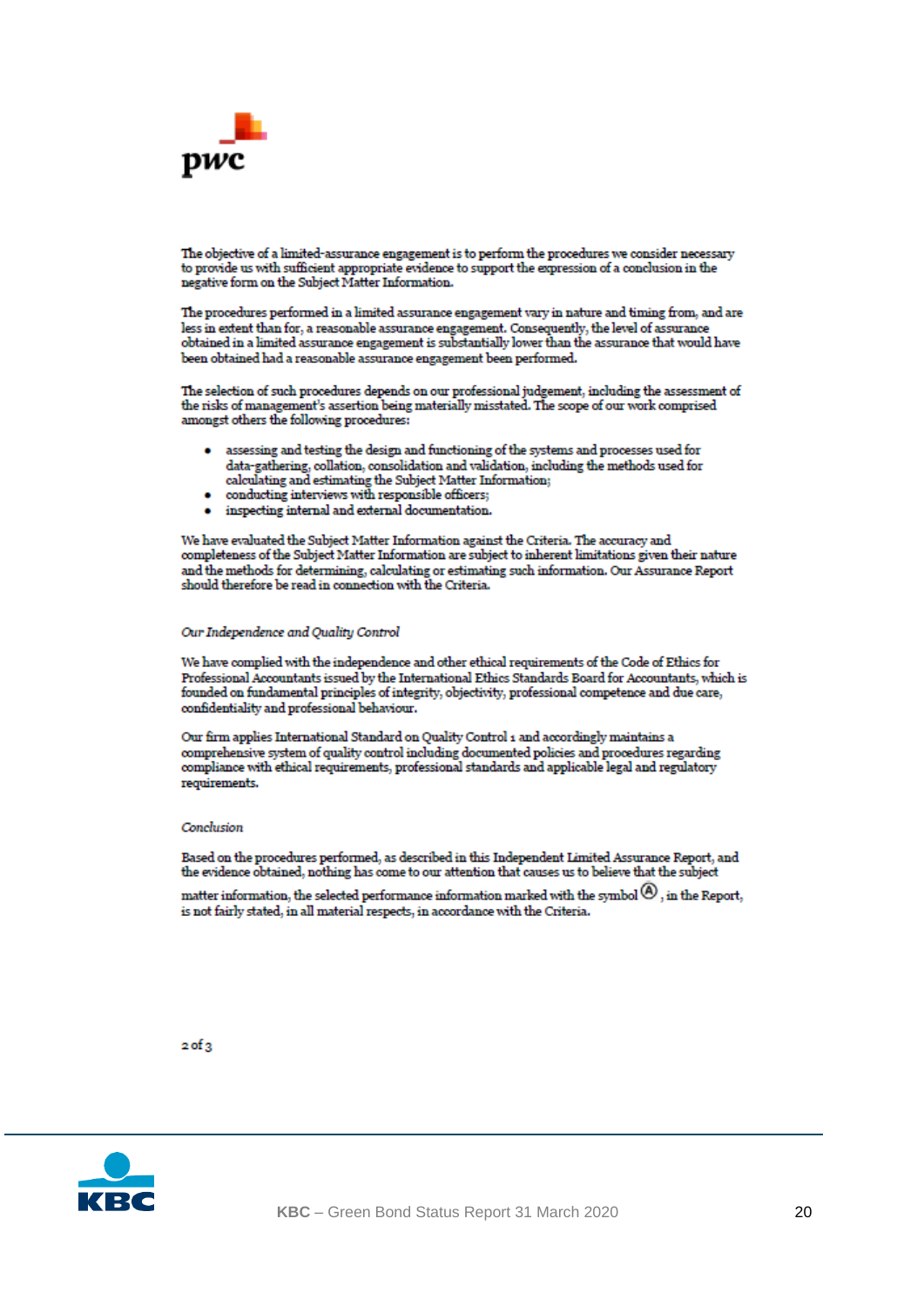The objective of a limited-assurance engagement is to perform the procedures we consider necessary to provide us with sufficient appropriate evidence to support the expression of a conclusion in the negative form on the Subject Matter Information.

The procedures performed in a limited assurance engagement vary in nature and timing from, and are less in extent than for, a reasonable assurance engagement. Consequently, the level of assurance obtained in a limited assurance engagement is substantially lower than the assurance that would have been obtained had a reasonable assurance engagement been performed.

The selection of such procedures depends on our professional judgement, including the assessment of the risks of management's assertion being materially misstated. The scope of our work comprised amongst others the following procedures:

- assessing and testing the design and functioning of the systems and processes used for data-gathering, collation, consolidation and validation, including the methods used for calculating and estimating the Subject Matter Information;
- conducting interviews with responsible officers;
- inspecting internal and external documentation.

We have evaluated the Subject Matter Information against the Criteria. The accuracy and completeness of the Subject Matter Information are subject to inherent limitations given their nature and the methods for determining, calculating or estimating such information. Our Assurance Report should therefore be read in connection with the Criteria.

*Our Independence and Quality Control*

We have complied with the independence and other ethical requirements of the Code of Ethics for Professional Accountants issued by the International Ethics Standards Board for Accountants, which is founded on fundamental principles of integrity, objectivity, professional competence and due care, confidentiality and professional behaviour.

Our firm applies International Standard on Quality Control 1 and accordingly maintains a comprehensive system of quality control including documented policies and procedures regarding compliance with ethical requirements, professional standards and applicable legal and regulatory requirements.

*Conclusion*

Based on the procedures performed, as described in this Independent Limited Assurance Report, and the evidence obtained, nothing has come to our attention that causes us to believe that the subject matter information, the selected performance information marked with the symbol Ⓐ, in the Report, is not fairly stated, in all material respects, in accordance with the Criteria.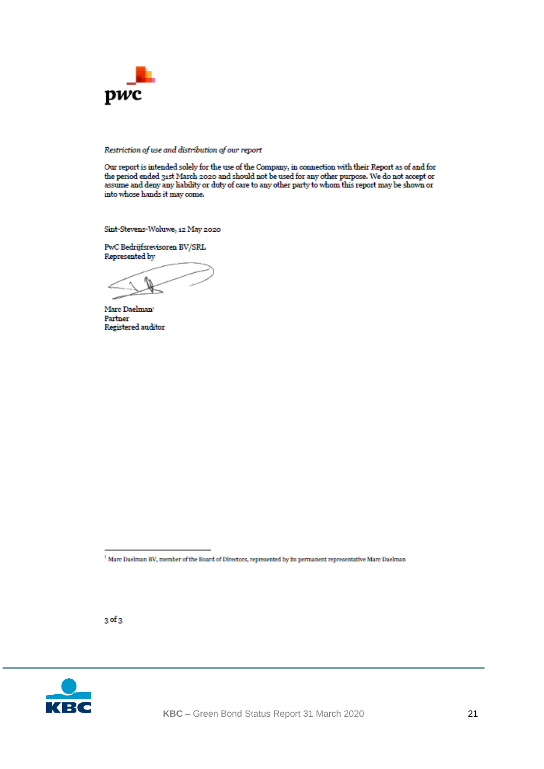*Restriction of use and distribution of our report*

Our report is intended solely for the use of the Company, in connection with their Report as of and for the period ended 31st March 2020 and should not be used for any other purpose. We do not accept or assume and deny any liability or duty of care to any other party to whom this report may be shown or into whose hands it may come.

Sint-Stevens-Woluwe, 12 May 2020

PwC Bedrijfsrevisoren BV/SRL
Represented by

Marc Daelman[1]
Partner
Registered auditor

[1] Marc Daelman BV, member of the Board of Directors, represented by its permanent representative Marc Daelman